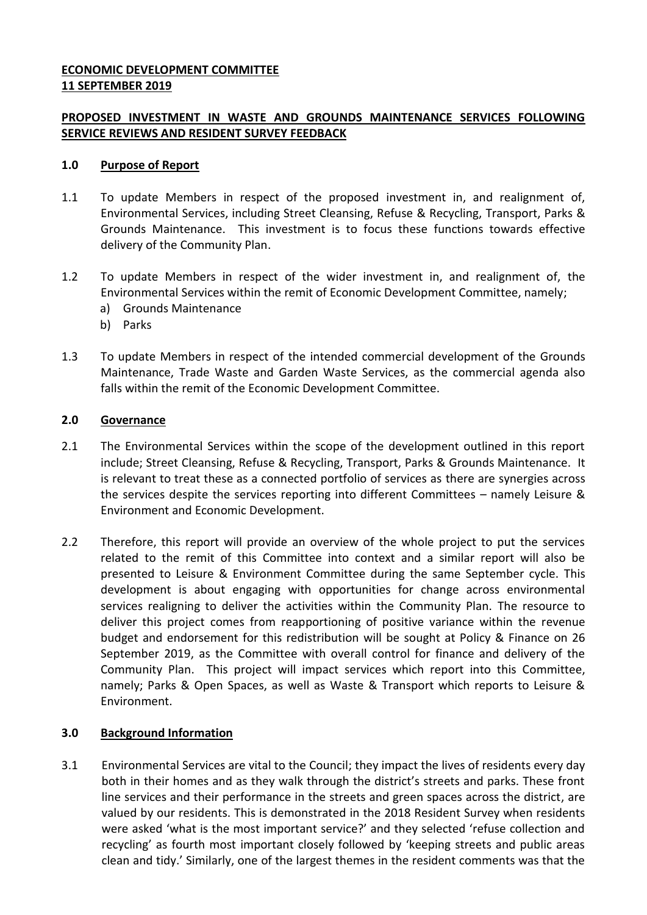**ECONOMIC DEVELOPMENT COMMITTEE**
**11 SEPTEMBER 2019**

**PROPOSED INVESTMENT IN WASTE AND GROUNDS MAINTENANCE SERVICES FOLLOWING SERVICE REVIEWS AND RESIDENT SURVEY FEEDBACK**

## 1.0 Purpose of Report

1.1 To update Members in respect of the proposed investment in, and realignment of, Environmental Services, including Street Cleansing, Refuse & Recycling, Transport, Parks & Grounds Maintenance. This investment is to focus these functions towards effective delivery of the Community Plan.

1.2 To update Members in respect of the wider investment in, and realignment of, the Environmental Services within the remit of Economic Development Committee, namely;

a) Grounds Maintenance
b) Parks

1.3 To update Members in respect of the intended commercial development of the Grounds Maintenance, Trade Waste and Garden Waste Services, as the commercial agenda also falls within the remit of the Economic Development Committee.

## 2.0 Governance

2.1 The Environmental Services within the scope of the development outlined in this report include; Street Cleansing, Refuse & Recycling, Transport, Parks & Grounds Maintenance. It is relevant to treat these as a connected portfolio of services as there are synergies across the services despite the services reporting into different Committees – namely Leisure & Environment and Economic Development.

2.2 Therefore, this report will provide an overview of the whole project to put the services related to the remit of this Committee into context and a similar report will also be presented to Leisure & Environment Committee during the same September cycle. This development is about engaging with opportunities for change across environmental services realigning to deliver the activities within the Community Plan. The resource to deliver this project comes from reapportioning of positive variance within the revenue budget and endorsement for this redistribution will be sought at Policy & Finance on 26 September 2019, as the Committee with overall control for finance and delivery of the Community Plan. This project will impact services which report into this Committee, namely; Parks & Open Spaces, as well as Waste & Transport which reports to Leisure & Environment.

## 3.0 Background Information

3.1 Environmental Services are vital to the Council; they impact the lives of residents every day both in their homes and as they walk through the district's streets and parks. These front line services and their performance in the streets and green spaces across the district, are valued by our residents. This is demonstrated in the 2018 Resident Survey when residents were asked 'what is the most important service?' and they selected 'refuse collection and recycling' as fourth most important closely followed by 'keeping streets and public areas clean and tidy.' Similarly, one of the largest themes in the resident comments was that the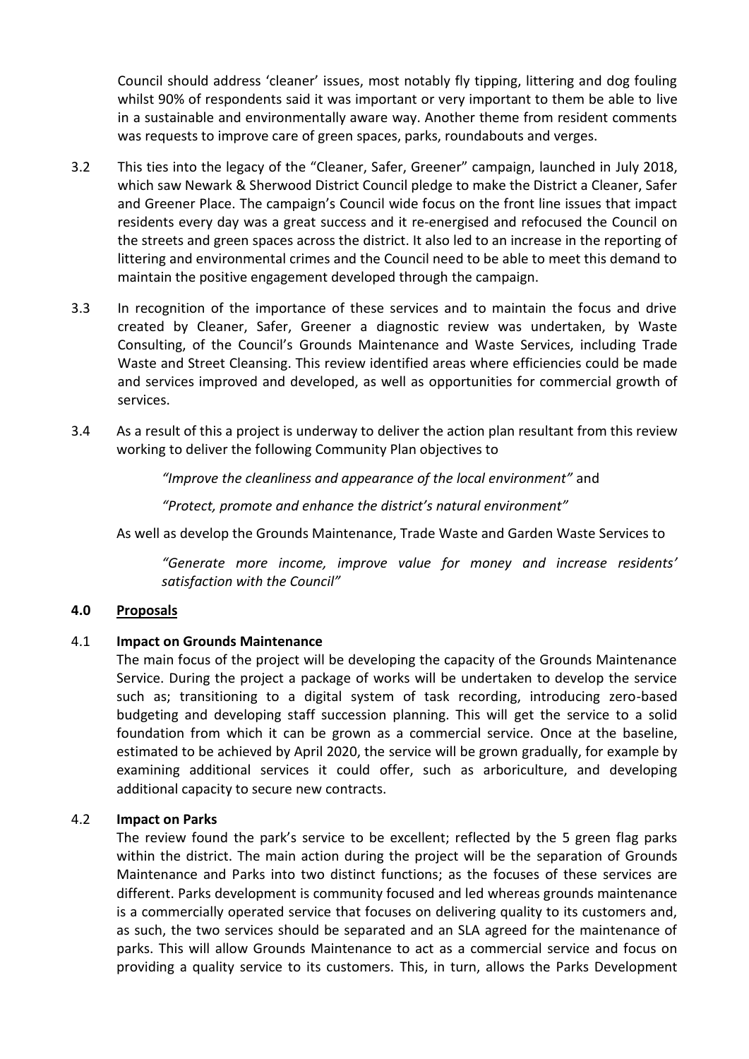Council should address 'cleaner' issues, most notably fly tipping, littering and dog fouling whilst 90% of respondents said it was important or very important to them be able to live in a sustainable and environmentally aware way. Another theme from resident comments was requests to improve care of green spaces, parks, roundabouts and verges.

3.2 This ties into the legacy of the "Cleaner, Safer, Greener" campaign, launched in July 2018, which saw Newark & Sherwood District Council pledge to make the District a Cleaner, Safer and Greener Place. The campaign's Council wide focus on the front line issues that impact residents every day was a great success and it re-energised and refocused the Council on the streets and green spaces across the district. It also led to an increase in the reporting of littering and environmental crimes and the Council need to be able to meet this demand to maintain the positive engagement developed through the campaign.

3.3 In recognition of the importance of these services and to maintain the focus and drive created by Cleaner, Safer, Greener a diagnostic review was undertaken, by Waste Consulting, of the Council's Grounds Maintenance and Waste Services, including Trade Waste and Street Cleansing. This review identified areas where efficiencies could be made and services improved and developed, as well as opportunities for commercial growth of services.

3.4 As a result of this a project is underway to deliver the action plan resultant from this review working to deliver the following Community Plan objectives to

> *"Improve the cleanliness and appearance of the local environment"* and
>
> *"Protect, promote and enhance the district's natural environment"*

As well as develop the Grounds Maintenance, Trade Waste and Garden Waste Services to

> *"Generate more income, improve value for money and increase residents' satisfaction with the Council"*

## 4.0 Proposals

### 4.1 Impact on Grounds Maintenance

The main focus of the project will be developing the capacity of the Grounds Maintenance Service. During the project a package of works will be undertaken to develop the service such as; transitioning to a digital system of task recording, introducing zero-based budgeting and developing staff succession planning. This will get the service to a solid foundation from which it can be grown as a commercial service. Once at the baseline, estimated to be achieved by April 2020, the service will be grown gradually, for example by examining additional services it could offer, such as arboriculture, and developing additional capacity to secure new contracts.

### 4.2 Impact on Parks

The review found the park's service to be excellent; reflected by the 5 green flag parks within the district. The main action during the project will be the separation of Grounds Maintenance and Parks into two distinct functions; as the focuses of these services are different. Parks development is community focused and led whereas grounds maintenance is a commercially operated service that focuses on delivering quality to its customers and, as such, the two services should be separated and an SLA agreed for the maintenance of parks. This will allow Grounds Maintenance to act as a commercial service and focus on providing a quality service to its customers. This, in turn, allows the Parks Development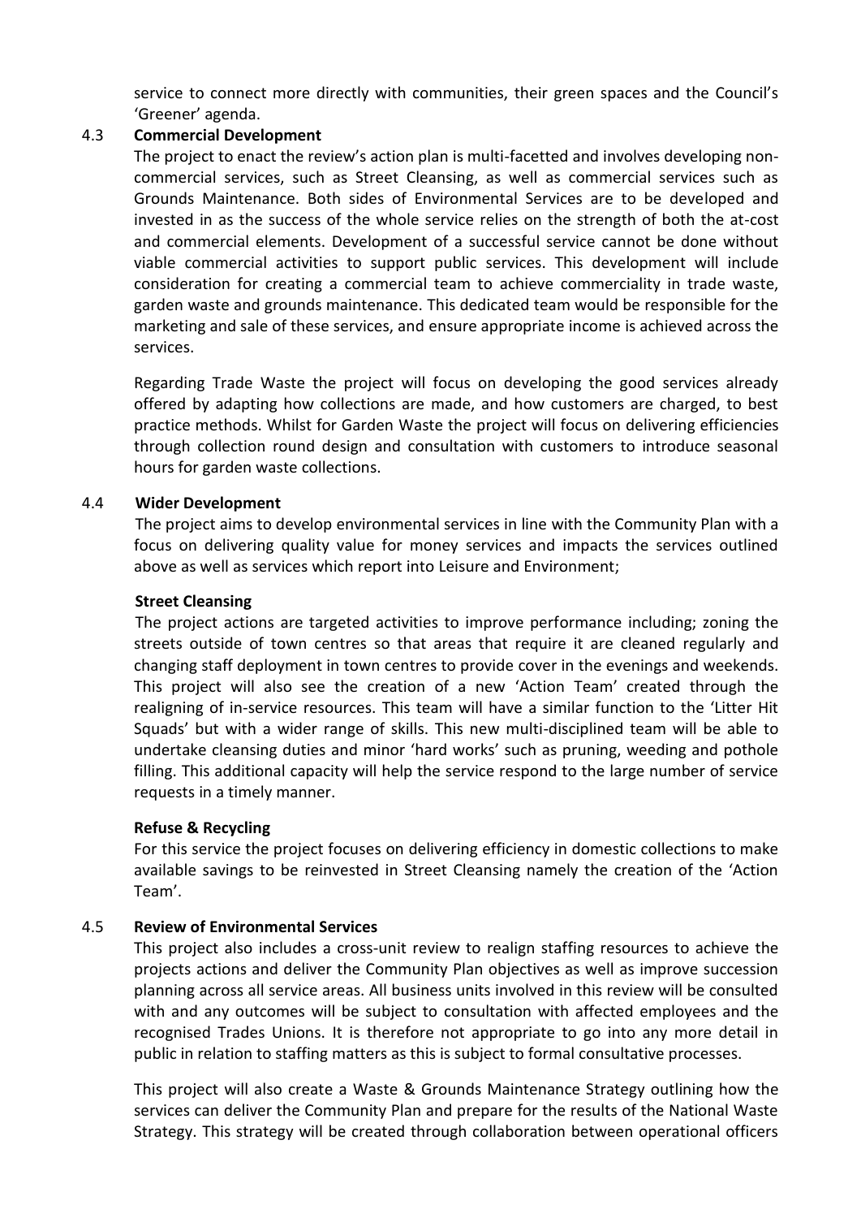service to connect more directly with communities, their green spaces and the Council's 'Greener' agenda.

### 4.3 Commercial Development

The project to enact the review's action plan is multi-facetted and involves developing non-commercial services, such as Street Cleansing, as well as commercial services such as Grounds Maintenance. Both sides of Environmental Services are to be developed and invested in as the success of the whole service relies on the strength of both the at-cost and commercial elements. Development of a successful service cannot be done without viable commercial activities to support public services. This development will include consideration for creating a commercial team to achieve commerciality in trade waste, garden waste and grounds maintenance. This dedicated team would be responsible for the marketing and sale of these services, and ensure appropriate income is achieved across the services.

Regarding Trade Waste the project will focus on developing the good services already offered by adapting how collections are made, and how customers are charged, to best practice methods. Whilst for Garden Waste the project will focus on delivering efficiencies through collection round design and consultation with customers to introduce seasonal hours for garden waste collections.

### 4.4 Wider Development

The project aims to develop environmental services in line with the Community Plan with a focus on delivering quality value for money services and impacts the services outlined above as well as services which report into Leisure and Environment;

**Street Cleansing**

The project actions are targeted activities to improve performance including; zoning the streets outside of town centres so that areas that require it are cleaned regularly and changing staff deployment in town centres to provide cover in the evenings and weekends. This project will also see the creation of a new 'Action Team' created through the realigning of in-service resources. This team will have a similar function to the 'Litter Hit Squads' but with a wider range of skills. This new multi-disciplined team will be able to undertake cleansing duties and minor 'hard works' such as pruning, weeding and pothole filling. This additional capacity will help the service respond to the large number of service requests in a timely manner.

**Refuse & Recycling**

For this service the project focuses on delivering efficiency in domestic collections to make available savings to be reinvested in Street Cleansing namely the creation of the 'Action Team'.

### 4.5 Review of Environmental Services

This project also includes a cross-unit review to realign staffing resources to achieve the projects actions and deliver the Community Plan objectives as well as improve succession planning across all service areas. All business units involved in this review will be consulted with and any outcomes will be subject to consultation with affected employees and the recognised Trades Unions. It is therefore not appropriate to go into any more detail in public in relation to staffing matters as this is subject to formal consultative processes.

This project will also create a Waste & Grounds Maintenance Strategy outlining how the services can deliver the Community Plan and prepare for the results of the National Waste Strategy. This strategy will be created through collaboration between operational officers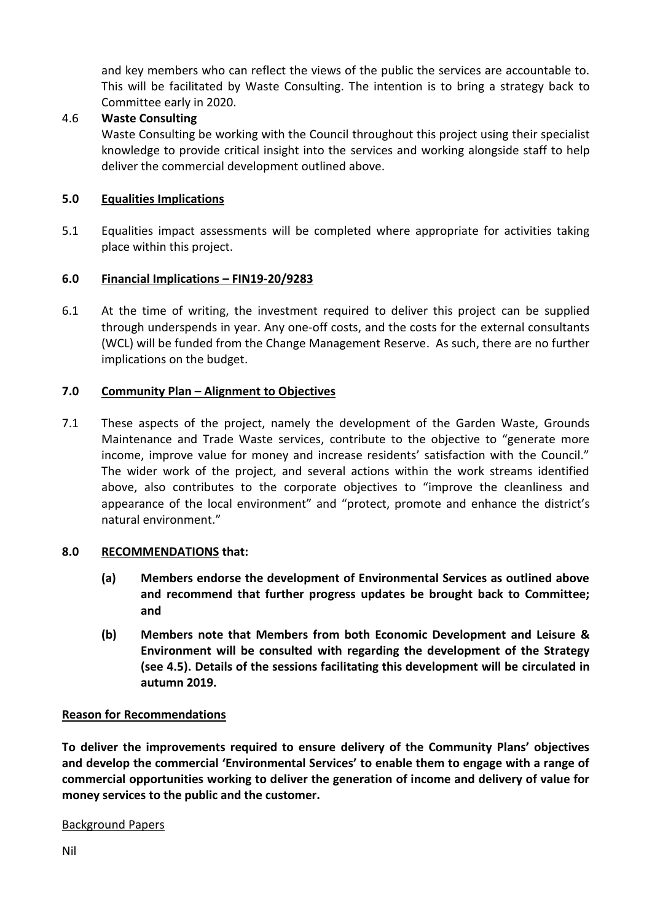and key members who can reflect the views of the public the services are accountable to. This will be facilitated by Waste Consulting. The intention is to bring a strategy back to Committee early in 2020.

4.6 **Waste Consulting**

Waste Consulting be working with the Council throughout this project using their specialist knowledge to provide critical insight into the services and working alongside staff to help deliver the commercial development outlined above.

## 5.0 Equalities Implications

5.1 Equalities impact assessments will be completed where appropriate for activities taking place within this project.

## 6.0 Financial Implications – FIN19-20/9283

6.1 At the time of writing, the investment required to deliver this project can be supplied through underspends in year. Any one-off costs, and the costs for the external consultants (WCL) will be funded from the Change Management Reserve. As such, there are no further implications on the budget.

## 7.0 Community Plan – Alignment to Objectives

7.1 These aspects of the project, namely the development of the Garden Waste, Grounds Maintenance and Trade Waste services, contribute to the objective to "generate more income, improve value for money and increase residents' satisfaction with the Council." The wider work of the project, and several actions within the work streams identified above, also contributes to the corporate objectives to "improve the cleanliness and appearance of the local environment" and "protect, promote and enhance the district's natural environment."

## 8.0 RECOMMENDATIONS that:

**(a) Members endorse the development of Environmental Services as outlined above and recommend that further progress updates be brought back to Committee; and**

**(b) Members note that Members from both Economic Development and Leisure & Environment will be consulted with regarding the development of the Strategy (see 4.5). Details of the sessions facilitating this development will be circulated in autumn 2019.**

## Reason for Recommendations

**To deliver the improvements required to ensure delivery of the Community Plans' objectives and develop the commercial 'Environmental Services' to enable them to engage with a range of commercial opportunities working to deliver the generation of income and delivery of value for money services to the public and the customer.**

Background Papers

Nil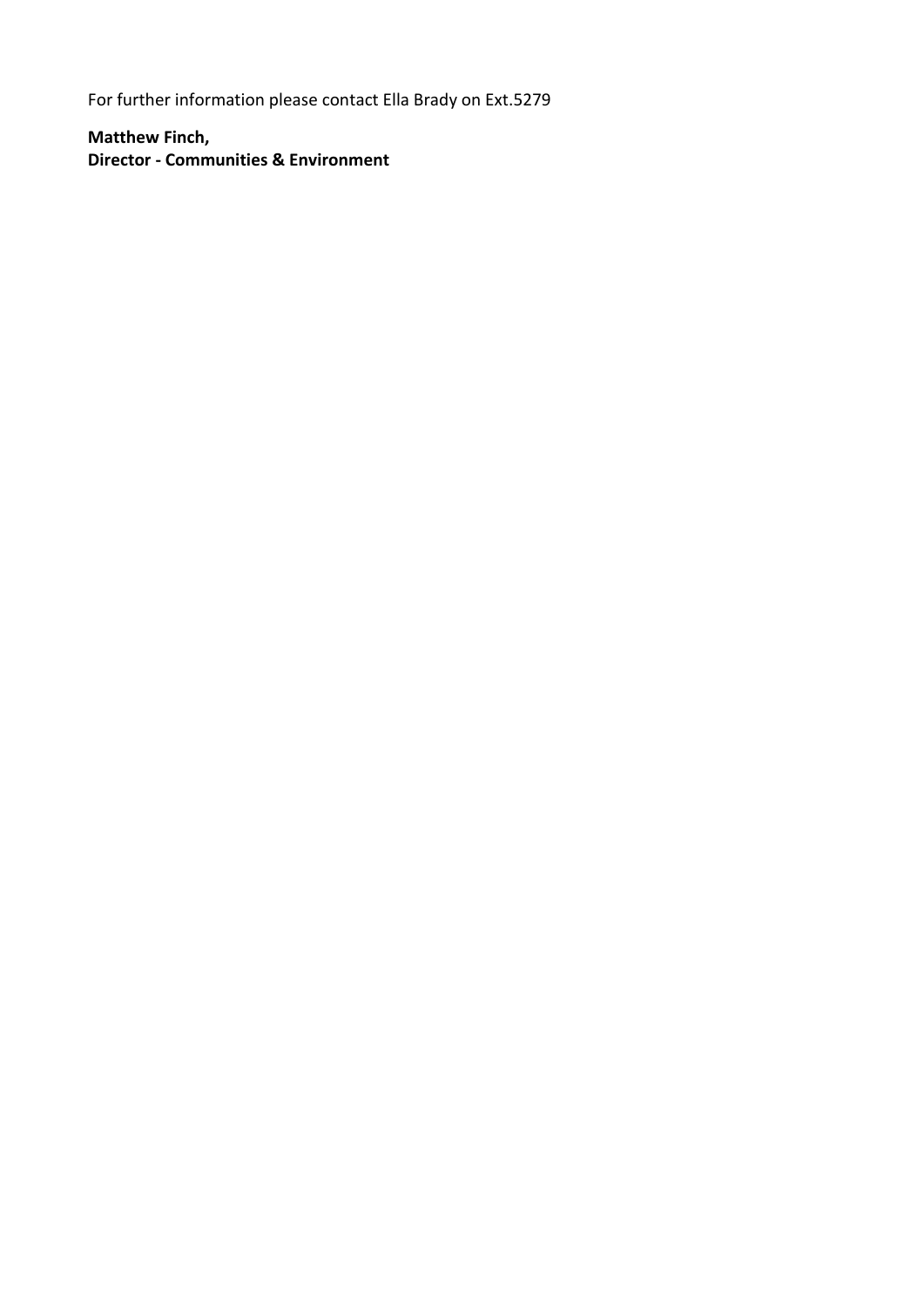For further information please contact Ella Brady on Ext.5279

**Matthew Finch,**
**Director - Communities & Environment**